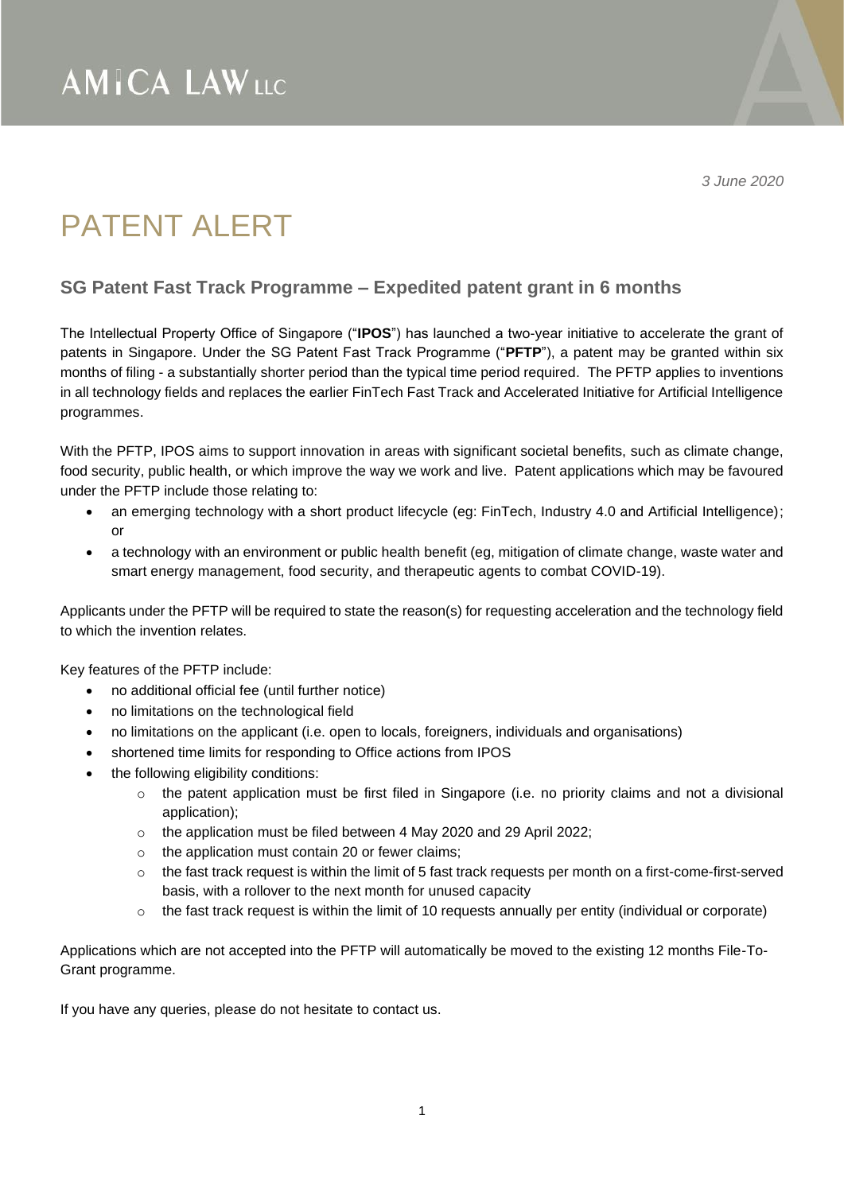AMICA LAW LLC

*3 June 2020*

# PATENT ALERT

## SG Patent Fast Track Programme – Expedited patent grant in 6 months

The Intellectual Property Office of Singapore ("**IPOS**") has launched a two-year initiative to accelerate the grant of patents in Singapore. Under the SG Patent Fast Track Programme ("**PFTP**"), a patent may be granted within six months of filing - a substantially shorter period than the typical time period required. The PFTP applies to inventions in all technology fields and replaces the earlier FinTech Fast Track and Accelerated Initiative for Artificial Intelligence programmes.

With the PFTP, IPOS aims to support innovation in areas with significant societal benefits, such as climate change, food security, public health, or which improve the way we work and live. Patent applications which may be favoured under the PFTP include those relating to:

- an emerging technology with a short product lifecycle (eg: FinTech, Industry 4.0 and Artificial Intelligence); or
- a technology with an environment or public health benefit (eg, mitigation of climate change, waste water and smart energy management, food security, and therapeutic agents to combat COVID-19).

Applicants under the PFTP will be required to state the reason(s) for requesting acceleration and the technology field to which the invention relates.

Key features of the PFTP include:

- no additional official fee (until further notice)
- no limitations on the technological field
- no limitations on the applicant (i.e. open to locals, foreigners, individuals and organisations)
- shortened time limits for responding to Office actions from IPOS
- the following eligibility conditions:
    - the patent application must be first filed in Singapore (i.e. no priority claims and not a divisional application);
    - the application must be filed between 4 May 2020 and 29 April 2022;
    - the application must contain 20 or fewer claims;
    - the fast track request is within the limit of 5 fast track requests per month on a first-come-first-served basis, with a rollover to the next month for unused capacity
    - the fast track request is within the limit of 10 requests annually per entity (individual or corporate)

Applications which are not accepted into the PFTP will automatically be moved to the existing 12 months File-To-Grant programme.

If you have any queries, please do not hesitate to contact us.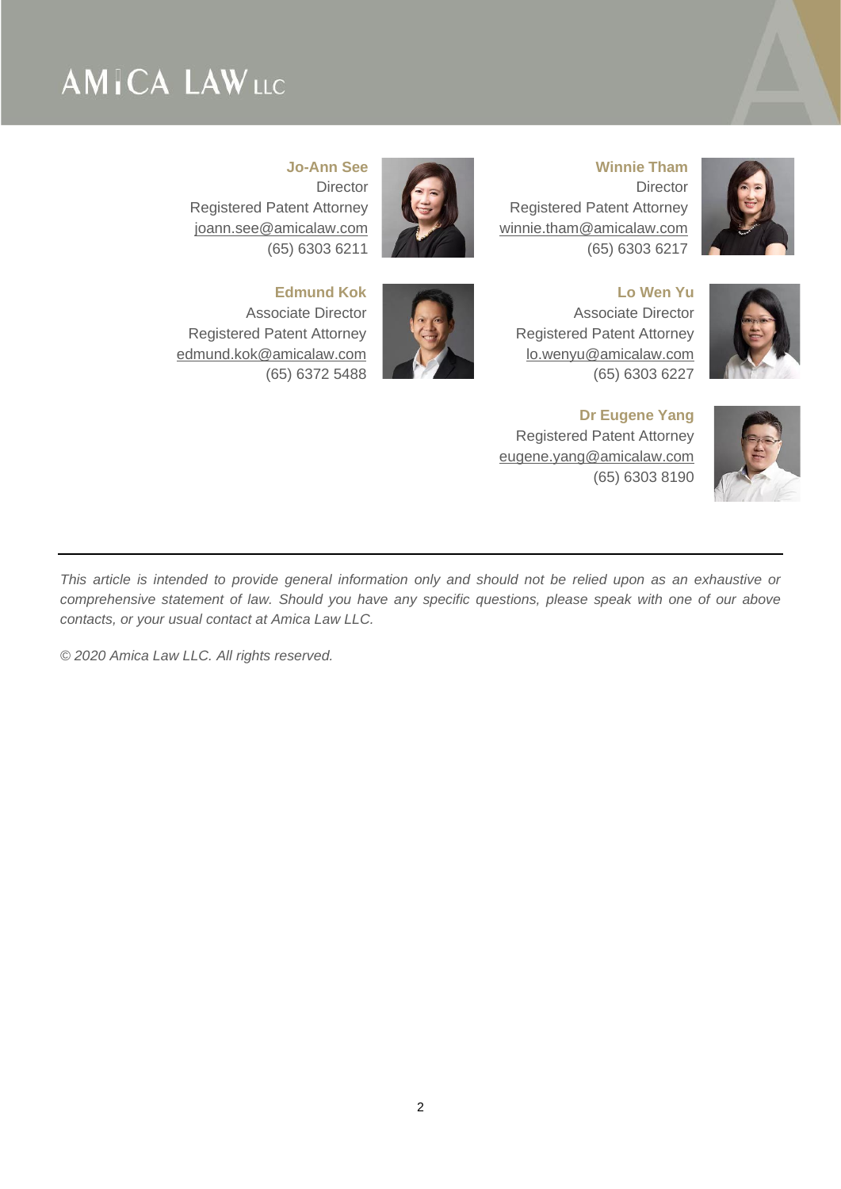**Jo-Ann See**
Director
Registered Patent Attorney
joann.see@amicalaw.com
(65) 6303 6211

**Winnie Tham**
Director
Registered Patent Attorney
winnie.tham@amicalaw.com
(65) 6303 6217

**Edmund Kok**
Associate Director
Registered Patent Attorney
edmund.kok@amicalaw.com
(65) 6372 5488

**Lo Wen Yu**
Associate Director
Registered Patent Attorney
lo.wenyu@amicalaw.com
(65) 6303 6227

**Dr Eugene Yang**
Registered Patent Attorney
eugene.yang@amicalaw.com
(65) 6303 8190

---

*This article is intended to provide general information only and should not be relied upon as an exhaustive or comprehensive statement of law. Should you have any specific questions, please speak with one of our above contacts, or your usual contact at Amica Law LLC.*

*© 2020 Amica Law LLC. All rights reserved.*